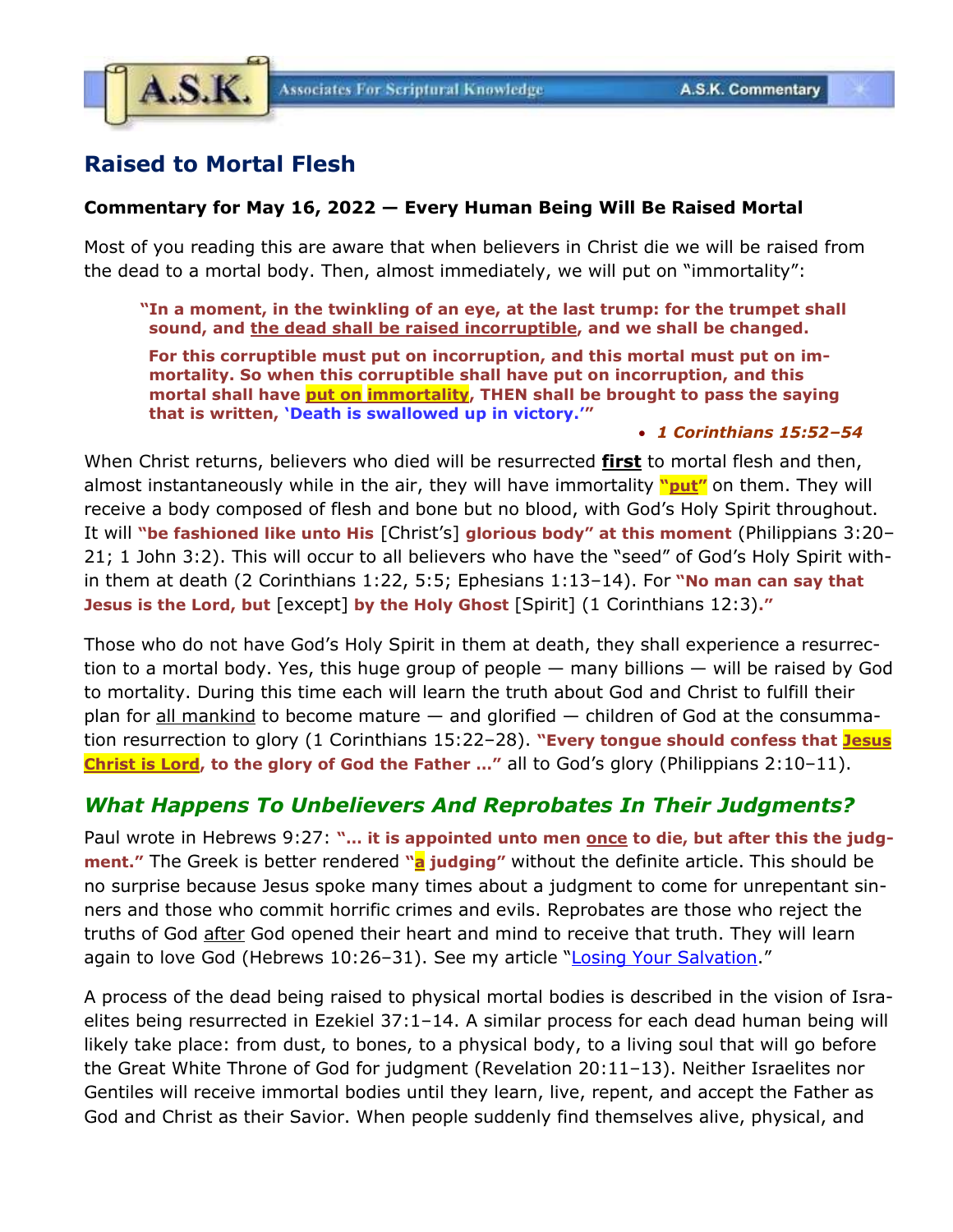# Raised to Mortal Flesh

**Commentary for May 16, 2022 — Every Human Being Will Be Raised Mortal**

Most of you reading this are aware that when believers in Christ die we will be raised from the dead to a mortal body. Then, almost immediately, we will put on "immortality":

> **"In a moment, in the twinkling of an eye, at the last trump: for the trumpet shall sound, and the dead shall be raised incorruptible, and we shall be changed.**
>
> **For this corruptible must put on incorruption, and this mortal must put on immortality. So when this corruptible shall have put on incorruption, and this mortal shall have put on immortality, THEN shall be brought to pass the saying that is written, 'Death is swallowed up in victory.'"**
>
> - ***1 Corinthians 15:52–54***

When Christ returns, believers who died will be resurrected **first** to mortal flesh and then, almost instantaneously while in the air, they will have immortality **"put"** on them. They will receive a body composed of flesh and bone but no blood, with God's Holy Spirit throughout. It will **"be fashioned like unto His** [Christ's] **glorious body" at this moment** (Philippians 3:20–21; 1 John 3:2). This will occur to all believers who have the "seed" of God's Holy Spirit within them at death (2 Corinthians 1:22, 5:5; Ephesians 1:13–14). For **"No man can say that Jesus is the Lord, but** [except] **by the Holy Ghost** [Spirit] (1 Corinthians 12:3)**."**

Those who do not have God's Holy Spirit in them at death, they shall experience a resurrection to a mortal body. Yes, this huge group of people — many billions — will be raised by God to mortality. During this time each will learn the truth about God and Christ to fulfill their plan for all mankind to become mature — and glorified — children of God at the consummation resurrection to glory (1 Corinthians 15:22–28). **"Every tongue should confess that Jesus Christ is Lord, to the glory of God the Father …"** all to God's glory (Philippians 2:10–11).

## *What Happens To Unbelievers And Reprobates In Their Judgments?*

Paul wrote in Hebrews 9:27: **"… it is appointed unto men once to die, but after this the judgment."** The Greek is better rendered **"a judging"** without the definite article. This should be no surprise because Jesus spoke many times about a judgment to come for unrepentant sinners and those who commit horrific crimes and evils. Reprobates are those who reject the truths of God after God opened their heart and mind to receive that truth. They will learn again to love God (Hebrews 10:26–31). See my article "Losing Your Salvation."

A process of the dead being raised to physical mortal bodies is described in the vision of Israelites being resurrected in Ezekiel 37:1–14. A similar process for each dead human being will likely take place: from dust, to bones, to a physical body, to a living soul that will go before the Great White Throne of God for judgment (Revelation 20:11–13). Neither Israelites nor Gentiles will receive immortal bodies until they learn, live, repent, and accept the Father as God and Christ as their Savior. When people suddenly find themselves alive, physical, and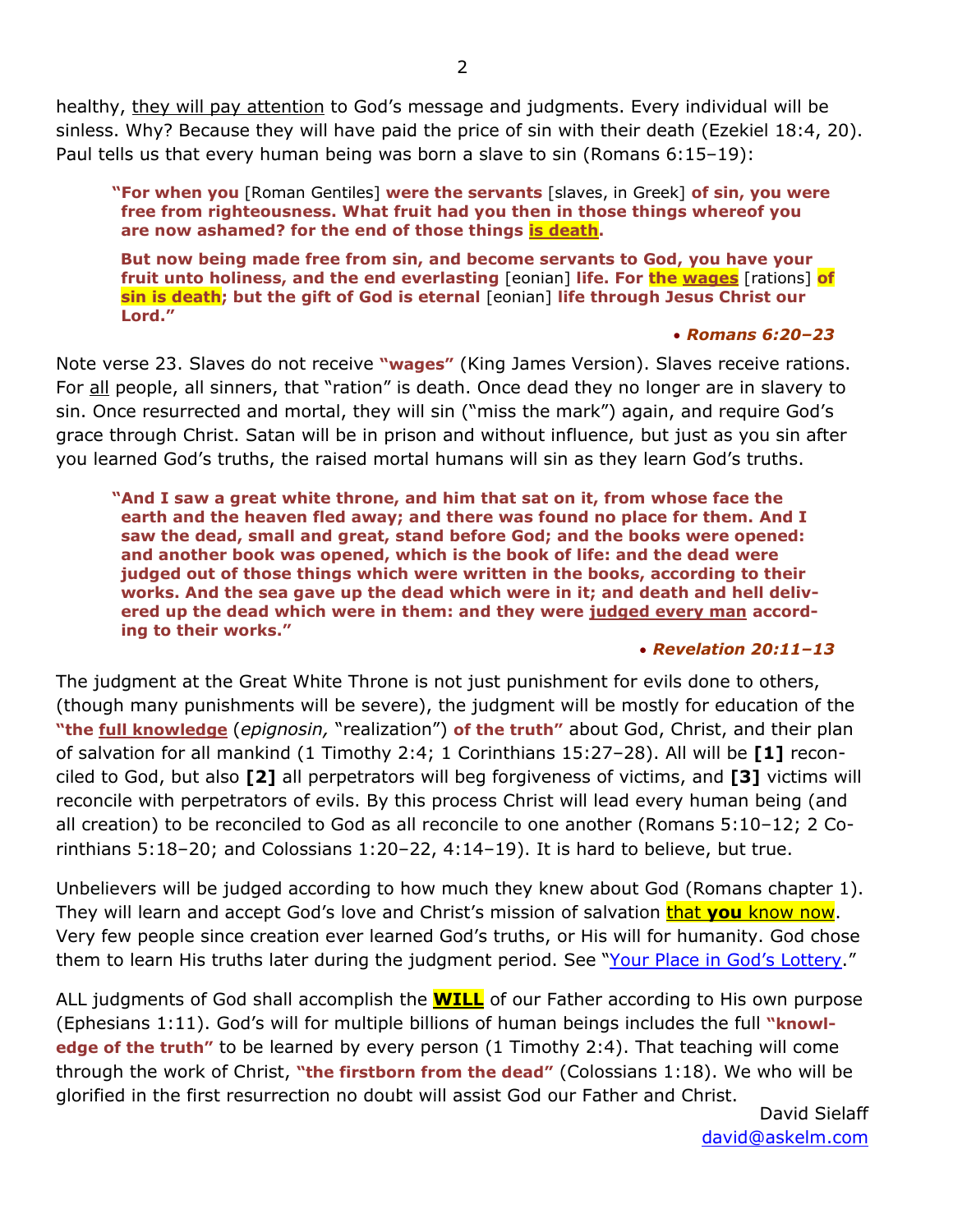healthy, they will pay attention to God's message and judgments. Every individual will be sinless. Why? Because they will have paid the price of sin with their death (Ezekiel 18:4, 20). Paul tells us that every human being was born a slave to sin (Romans 6:15–19):

> **"For when you** [Roman Gentiles] **were the servants** [slaves, in Greek] **of sin, you were free from righteousness. What fruit had you then in those things whereof you are now ashamed? for the end of those things is death.**
>
> **But now being made free from sin, and become servants to God, you have your fruit unto holiness, and the end everlasting** [eonian] **life. For the wages** [rations] **of sin is death; but the gift of God is eternal** [eonian] **life through Jesus Christ our Lord."**
>
> • ***Romans 6:20–23***

Note verse 23. Slaves do not receive **"wages"** (King James Version). Slaves receive rations. For all people, all sinners, that "ration" is death. Once dead they no longer are in slavery to sin. Once resurrected and mortal, they will sin ("miss the mark") again, and require God's grace through Christ. Satan will be in prison and without influence, but just as you sin after you learned God's truths, the raised mortal humans will sin as they learn God's truths.

> **"And I saw a great white throne, and him that sat on it, from whose face the earth and the heaven fled away; and there was found no place for them. And I saw the dead, small and great, stand before God; and the books were opened: and another book was opened, which is the book of life: and the dead were judged out of those things which were written in the books, according to their works. And the sea gave up the dead which were in it; and death and hell delivered up the dead which were in them: and they were judged every man according to their works."**
>
> • ***Revelation 20:11–13***

The judgment at the Great White Throne is not just punishment for evils done to others, (though many punishments will be severe), the judgment will be mostly for education of the **"the full knowledge** (*epignosin,* "realization") **of the truth"** about God, Christ, and their plan of salvation for all mankind (1 Timothy 2:4; 1 Corinthians 15:27–28). All will be **[1]** reconciled to God, but also **[2]** all perpetrators will beg forgiveness of victims, and **[3]** victims will reconcile with perpetrators of evils. By this process Christ will lead every human being (and all creation) to be reconciled to God as all reconcile to one another (Romans 5:10–12; 2 Corinthians 5:18–20; and Colossians 1:20–22, 4:14–19). It is hard to believe, but true.

Unbelievers will be judged according to how much they knew about God (Romans chapter 1). They will learn and accept God's love and Christ's mission of salvation that **you** know now. Very few people since creation ever learned God's truths, or His will for humanity. God chose them to learn His truths later during the judgment period. See "Your Place in God's Lottery."

ALL judgments of God shall accomplish the **WILL** of our Father according to His own purpose (Ephesians 1:11). God's will for multiple billions of human beings includes the full **"knowledge of the truth"** to be learned by every person (1 Timothy 2:4). That teaching will come through the work of Christ, **"the firstborn from the dead"** (Colossians 1:18). We who will be glorified in the first resurrection no doubt will assist God our Father and Christ.

David Sielaff
david@askelm.com